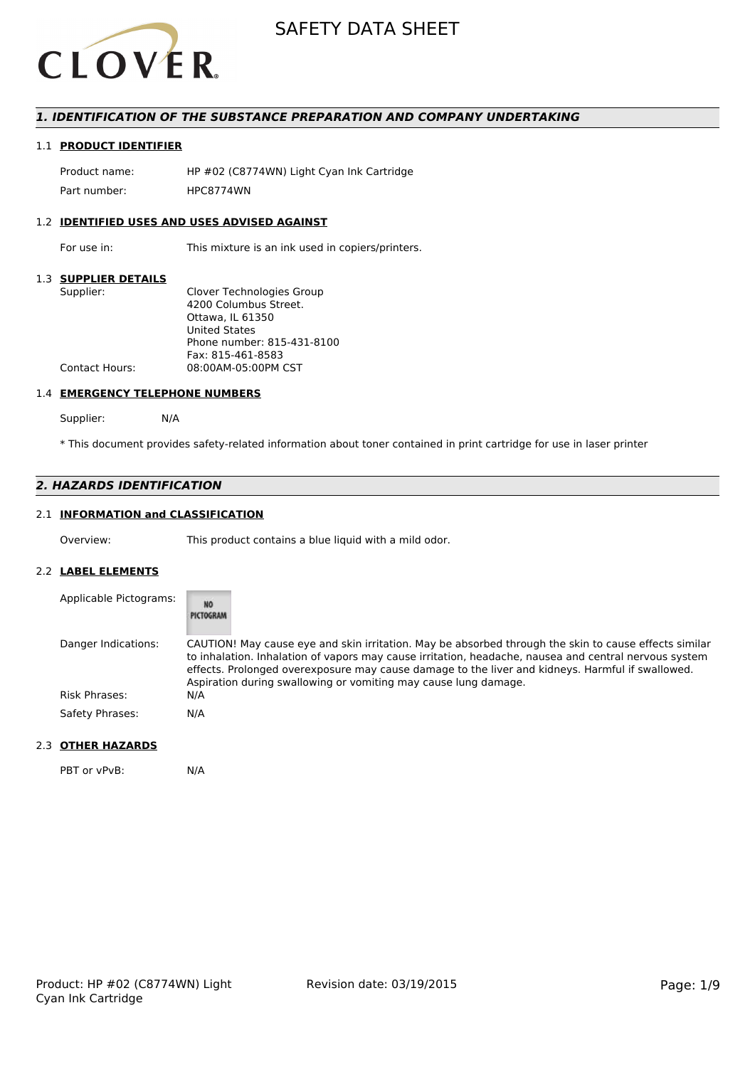# SAFETY DATA SHEET

## 1. IDENTIFICATION OF THE SUBSTANCE PREPARATION AND COMPANY UNDERTAKING

### 1.1 PRODUCT IDENTIFIER

| | |
|---|---|
| Product name: | HP #02 (C8774WN) Light Cyan Ink Cartridge |
| Part number: | HPC8774WN |

### 1.2 IDENTIFIED USES AND USES ADVISED AGAINST

| | |
|---|---|
| For use in: | This mixture is an ink used in copiers/printers. |

### 1.3 SUPPLIER DETAILS

| | |
|---|---|
| Supplier: | Clover Technologies Group<br>4200 Columbus Street.<br>Ottawa, IL 61350<br>United States<br>Phone number: 815-431-8100<br>Fax: 815-461-8583 |
| Contact Hours: | 08:00AM-05:00PM CST |

### 1.4 EMERGENCY TELEPHONE NUMBERS

Supplier: N/A

* This document provides safety-related information about toner contained in print cartridge for use in laser printer

## 2. HAZARDS IDENTIFICATION

### 2.1 INFORMATION and CLASSIFICATION

| | |
|---|---|
| Overview: | This product contains a blue liquid with a mild odor. |

### 2.2 LABEL ELEMENTS

| | |
|---|---|
| Applicable Pictograms: | NO PICTOGRAM |
| Danger Indications: | CAUTION! May cause eye and skin irritation. May be absorbed through the skin to cause effects similar to inhalation. Inhalation of vapors may cause irritation, headache, nausea and central nervous system effects. Prolonged overexposure may cause damage to the liver and kidneys. Harmful if swallowed. Aspiration during swallowing or vomiting may cause lung damage. |
| Risk Phrases: | N/A |
| Safety Phrases: | N/A |

### 2.3 OTHER HAZARDS

| | |
|---|---|
| PBT or vPvB: | N/A |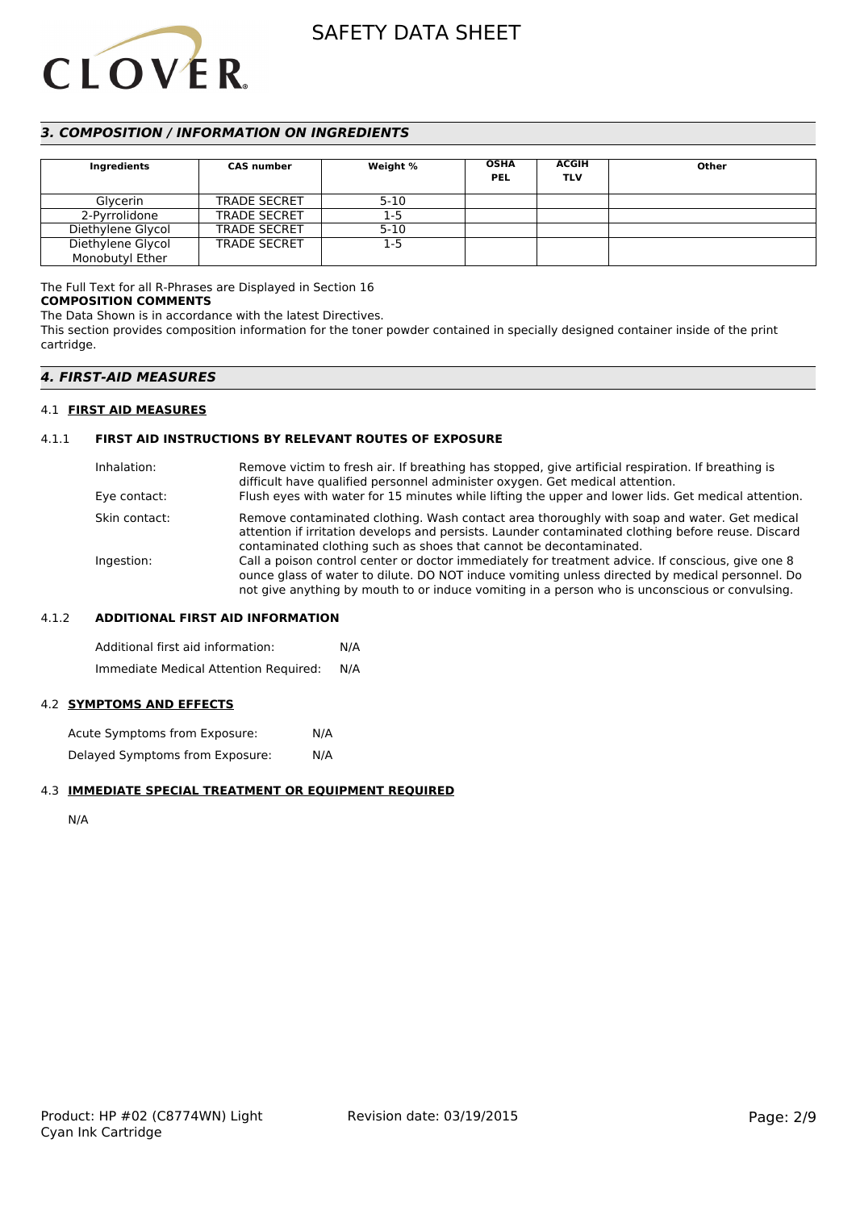## 3. COMPOSITION / INFORMATION ON INGREDIENTS

| Ingredients | CAS number | Weight % | OSHA PEL | ACGIH TLV | Other |
|---|---|---|---|---|---|
| Glycerin | TRADE SECRET | 5-10 | | | |
| 2-Pyrrolidone | TRADE SECRET | 1-5 | | | |
| Diethylene Glycol | TRADE SECRET | 5-10 | | | |
| Diethylene Glycol Monobutyl Ether | TRADE SECRET | 1-5 | | | |

The Full Text for all R-Phrases are Displayed in Section 16

**COMPOSITION COMMENTS**

The Data Shown is in accordance with the latest Directives.

This section provides composition information for the toner powder contained in specially designed container inside of the print cartridge.

## 4. FIRST-AID MEASURES

### 4.1 FIRST AID MEASURES

#### 4.1.1 FIRST AID INSTRUCTIONS BY RELEVANT ROUTES OF EXPOSURE

Inhalation: Remove victim to fresh air. If breathing has stopped, give artificial respiration. If breathing is difficult have qualified personnel administer oxygen. Get medical attention.

Eye contact: Flush eyes with water for 15 minutes while lifting the upper and lower lids. Get medical attention.

Skin contact: Remove contaminated clothing. Wash contact area thoroughly with soap and water. Get medical attention if irritation develops and persists. Launder contaminated clothing before reuse. Discard contaminated clothing such as shoes that cannot be decontaminated.

Ingestion: Call a poison control center or doctor immediately for treatment advice. If conscious, give one 8 ounce glass of water to dilute. DO NOT induce vomiting unless directed by medical personnel. Do not give anything by mouth to or induce vomiting in a person who is unconscious or convulsing.

#### 4.1.2 ADDITIONAL FIRST AID INFORMATION

Additional first aid information: N/A

Immediate Medical Attention Required: N/A

### 4.2 SYMPTOMS AND EFFECTS

Acute Symptoms from Exposure: N/A

Delayed Symptoms from Exposure: N/A

### 4.3 IMMEDIATE SPECIAL TREATMENT OR EQUIPMENT REQUIRED

N/A

Product: HP #02 (C8774WN) Light Cyan Ink Cartridge

Revision date: 03/19/2015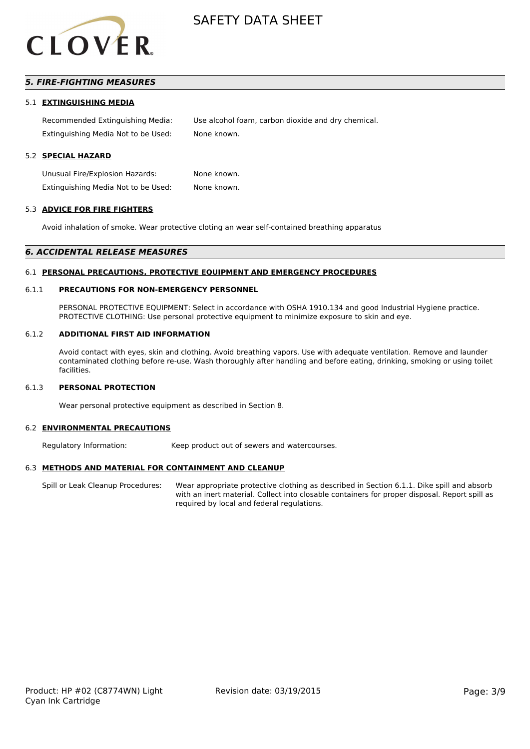## *5. FIRE-FIGHTING MEASURES*

### 5.1 EXTINGUISHING MEDIA

Recommended Extinguishing Media: Use alcohol foam, carbon dioxide and dry chemical.

Extinguishing Media Not to be Used: None known.

### 5.2 SPECIAL HAZARD

Unusual Fire/Explosion Hazards: None known.

Extinguishing Media Not to be Used: None known.

### 5.3 ADVICE FOR FIRE FIGHTERS

Avoid inhalation of smoke. Wear protective cloting an wear self-contained breathing apparatus

## *6. ACCIDENTAL RELEASE MEASURES*

### 6.1 PERSONAL PRECAUTIONS, PROTECTIVE EQUIPMENT AND EMERGENCY PROCEDURES

#### 6.1.1 PRECAUTIONS FOR NON-EMERGENCY PERSONNEL

PERSONAL PROTECTIVE EQUIPMENT: Select in accordance with OSHA 1910.134 and good Industrial Hygiene practice.
PROTECTIVE CLOTHING: Use personal protective equipment to minimize exposure to skin and eye.

#### 6.1.2 ADDITIONAL FIRST AID INFORMATION

Avoid contact with eyes, skin and clothing. Avoid breathing vapors. Use with adequate ventilation. Remove and launder contaminated clothing before re-use. Wash thoroughly after handling and before eating, drinking, smoking or using toilet facilities.

#### 6.1.3 PERSONAL PROTECTION

Wear personal protective equipment as described in Section 8.

### 6.2 ENVIRONMENTAL PRECAUTIONS

Regulatory Information: Keep product out of sewers and watercourses.

### 6.3 METHODS AND MATERIAL FOR CONTAINMENT AND CLEANUP

Spill or Leak Cleanup Procedures: Wear appropriate protective clothing as described in Section 6.1.1. Dike spill and absorb with an inert material. Collect into closable containers for proper disposal. Report spill as required by local and federal regulations.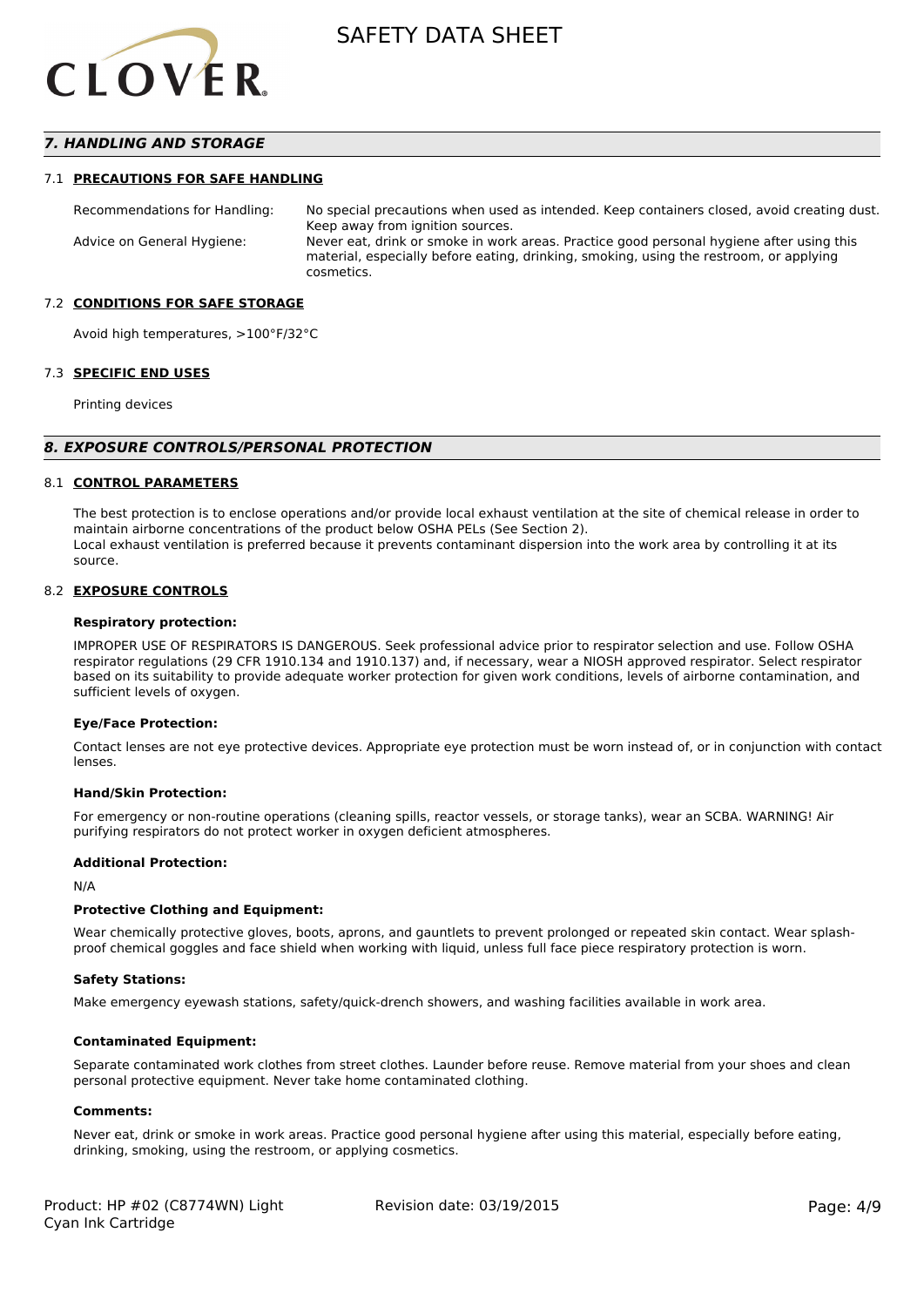## 7. HANDLING AND STORAGE

### 7.1 PRECAUTIONS FOR SAFE HANDLING

| | |
|---|---|
| Recommendations for Handling: | No special precautions when used as intended. Keep containers closed, avoid creating dust. Keep away from ignition sources. |
| Advice on General Hygiene: | Never eat, drink or smoke in work areas. Practice good personal hygiene after using this material, especially before eating, drinking, smoking, using the restroom, or applying cosmetics. |

### 7.2 CONDITIONS FOR SAFE STORAGE

Avoid high temperatures, >100°F/32°C

### 7.3 SPECIFIC END USES

Printing devices

## 8. EXPOSURE CONTROLS/PERSONAL PROTECTION

### 8.1 CONTROL PARAMETERS

The best protection is to enclose operations and/or provide local exhaust ventilation at the site of chemical release in order to maintain airborne concentrations of the product below OSHA PELs (See Section 2).
Local exhaust ventilation is preferred because it prevents contaminant dispersion into the work area by controlling it at its source.

### 8.2 EXPOSURE CONTROLS

**Respiratory protection:**

IMPROPER USE OF RESPIRATORS IS DANGEROUS. Seek professional advice prior to respirator selection and use. Follow OSHA respirator regulations (29 CFR 1910.134 and 1910.137) and, if necessary, wear a NIOSH approved respirator. Select respirator based on its suitability to provide adequate worker protection for given work conditions, levels of airborne contamination, and sufficient levels of oxygen.

**Eye/Face Protection:**

Contact lenses are not eye protective devices. Appropriate eye protection must be worn instead of, or in conjunction with contact lenses.

**Hand/Skin Protection:**

For emergency or non-routine operations (cleaning spills, reactor vessels, or storage tanks), wear an SCBA. WARNING! Air purifying respirators do not protect worker in oxygen deficient atmospheres.

**Additional Protection:**

N/A

**Protective Clothing and Equipment:**

Wear chemically protective gloves, boots, aprons, and gauntlets to prevent prolonged or repeated skin contact. Wear splash-proof chemical goggles and face shield when working with liquid, unless full face piece respiratory protection is worn.

**Safety Stations:**

Make emergency eyewash stations, safety/quick-drench showers, and washing facilities available in work area.

**Contaminated Equipment:**

Separate contaminated work clothes from street clothes. Launder before reuse. Remove material from your shoes and clean personal protective equipment. Never take home contaminated clothing.

**Comments:**

Never eat, drink or smoke in work areas. Practice good personal hygiene after using this material, especially before eating, drinking, smoking, using the restroom, or applying cosmetics.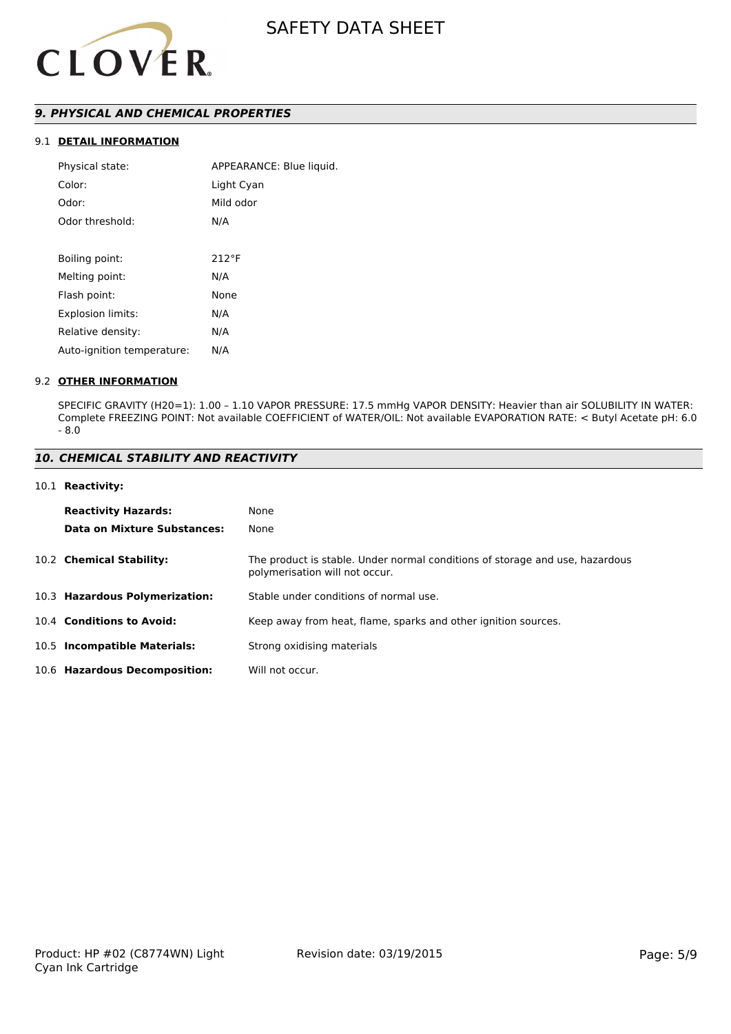## *9. PHYSICAL AND CHEMICAL PROPERTIES*

### 9.1 DETAIL INFORMATION

| | |
|---|---|
| Physical state: | APPEARANCE: Blue liquid. |
| Color: | Light Cyan |
| Odor: | Mild odor |
| Odor threshold: | N/A |
| | |
| Boiling point: | 212°F |
| Melting point: | N/A |
| Flash point: | None |
| Explosion limits: | N/A |
| Relative density: | N/A |
| Auto-ignition temperature: | N/A |

### 9.2 OTHER INFORMATION

SPECIFIC GRAVITY (H20=1): 1.00 – 1.10 VAPOR PRESSURE: 17.5 mmHg VAPOR DENSITY: Heavier than air SOLUBILITY IN WATER: Complete FREEZING POINT: Not available COEFFICIENT of WATER/OIL: Not available EVAPORATION RATE: < Butyl Acetate pH: 6.0 - 8.0

## *10. CHEMICAL STABILITY AND REACTIVITY*

### 10.1 Reactivity:

| | |
|---|---|
| **Reactivity Hazards:** | None |
| **Data on Mixture Substances:** | None |

**10.2 Chemical Stability:** The product is stable. Under normal conditions of storage and use, hazardous polymerisation will not occur.

**10.3 Hazardous Polymerization:** Stable under conditions of normal use.

**10.4 Conditions to Avoid:** Keep away from heat, flame, sparks and other ignition sources.

**10.5 Incompatible Materials:** Strong oxidising materials

**10.6 Hazardous Decomposition:** Will not occur.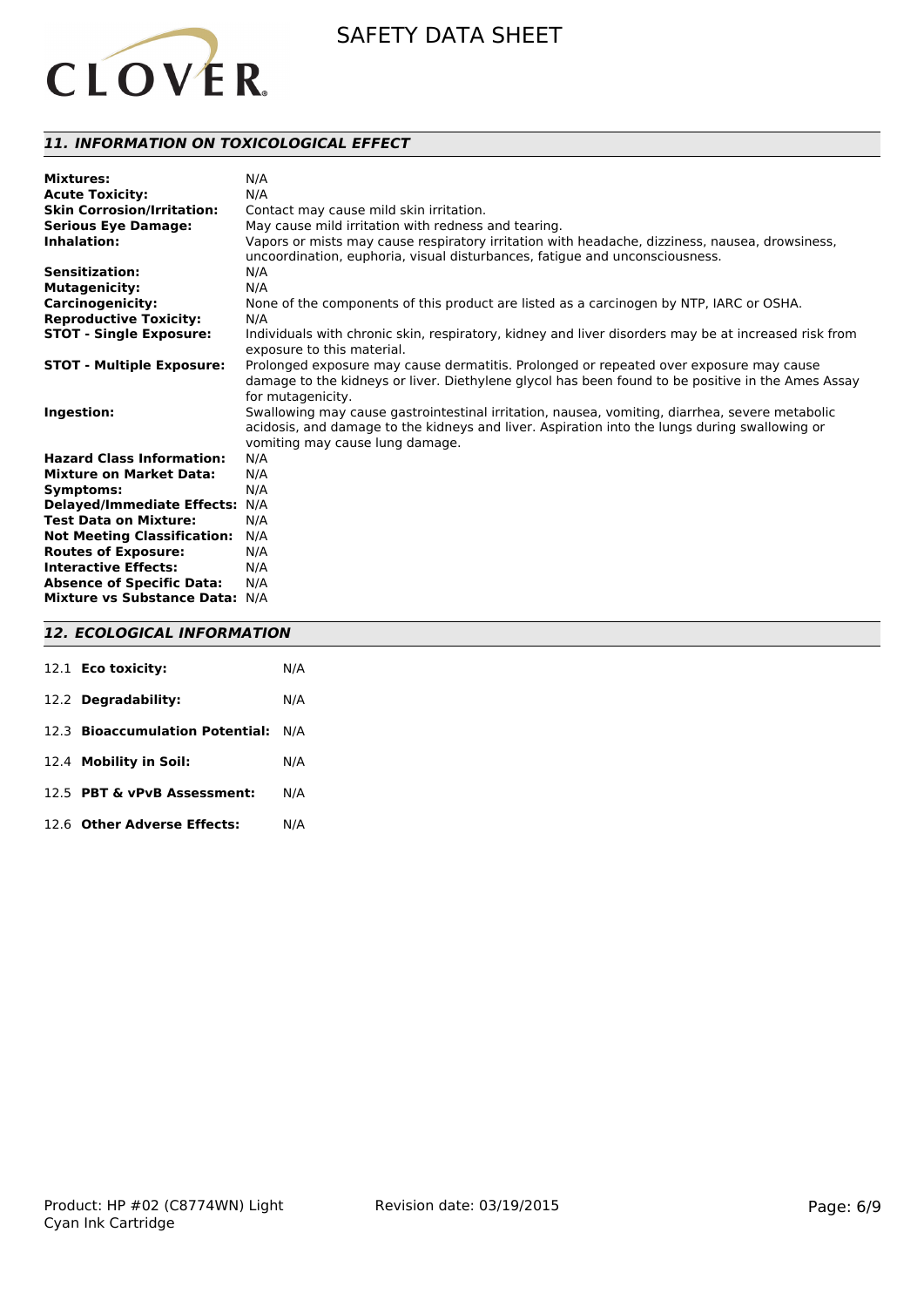## 11. INFORMATION ON TOXICOLOGICAL EFFECT

| | |
|---|---|
| **Mixtures:** | N/A |
| **Acute Toxicity:** | N/A |
| **Skin Corrosion/Irritation:** | Contact may cause mild skin irritation. |
| **Serious Eye Damage:** | May cause mild irritation with redness and tearing. |
| **Inhalation:** | Vapors or mists may cause respiratory irritation with headache, dizziness, nausea, drowsiness, uncoordination, euphoria, visual disturbances, fatigue and unconsciousness. |
| **Sensitization:** | N/A |
| **Mutagenicity:** | N/A |
| **Carcinogenicity:** | None of the components of this product are listed as a carcinogen by NTP, IARC or OSHA. |
| **Reproductive Toxicity:** | N/A |
| **STOT - Single Exposure:** | Individuals with chronic skin, respiratory, kidney and liver disorders may be at increased risk from exposure to this material. |
| **STOT - Multiple Exposure:** | Prolonged exposure may cause dermatitis. Prolonged or repeated over exposure may cause damage to the kidneys or liver. Diethylene glycol has been found to be positive in the Ames Assay for mutagenicity. |
| **Ingestion:** | Swallowing may cause gastrointestinal irritation, nausea, vomiting, diarrhea, severe metabolic acidosis, and damage to the kidneys and liver. Aspiration into the lungs during swallowing or vomiting may cause lung damage. |
| **Hazard Class Information:** | N/A |
| **Mixture on Market Data:** | N/A |
| **Symptoms:** | N/A |
| **Delayed/Immediate Effects:** | N/A |
| **Test Data on Mixture:** | N/A |
| **Not Meeting Classification:** | N/A |
| **Routes of Exposure:** | N/A |
| **Interactive Effects:** | N/A |
| **Absence of Specific Data:** | N/A |
| **Mixture vs Substance Data:** | N/A |

## 12. ECOLOGICAL INFORMATION

| | |
|---|---|
| 12.1 **Eco toxicity:** | N/A |
| 12.2 **Degradability:** | N/A |
| 12.3 **Bioaccumulation Potential:** | N/A |
| 12.4 **Mobility in Soil:** | N/A |
| 12.5 **PBT & vPvB Assessment:** | N/A |
| 12.6 **Other Adverse Effects:** | N/A |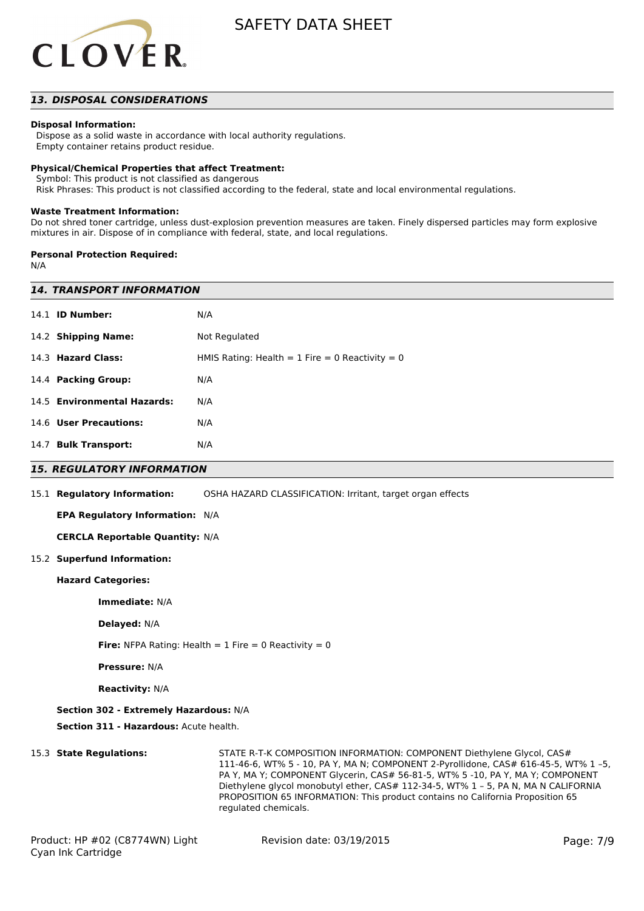## 13. DISPOSAL CONSIDERATIONS

**Disposal Information:**
Dispose as a solid waste in accordance with local authority regulations.
Empty container retains product residue.

**Physical/Chemical Properties that affect Treatment:**
Symbol: This product is not classified as dangerous
Risk Phrases: This product is not classified according to the federal, state and local environmental regulations.

**Waste Treatment Information:**
Do not shred toner cartridge, unless dust-explosion prevention measures are taken. Finely dispersed particles may form explosive mixtures in air. Dispose of in compliance with federal, state, and local regulations.

**Personal Protection Required:**
N/A

## 14. TRANSPORT INFORMATION

| | |
|---|---|
| 14.1 **ID Number:** | N/A |
| 14.2 **Shipping Name:** | Not Regulated |
| 14.3 **Hazard Class:** | HMIS Rating: Health = 1 Fire = 0 Reactivity = 0 |
| 14.4 **Packing Group:** | N/A |
| 14.5 **Environmental Hazards:** | N/A |
| 14.6 **User Precautions:** | N/A |
| 14.7 **Bulk Transport:** | N/A |

## 15. REGULATORY INFORMATION

15.1 **Regulatory Information:** OSHA HAZARD CLASSIFICATION: Irritant, target organ effects

**EPA Regulatory Information:** N/A

**CERCLA Reportable Quantity:** N/A

15.2 **Superfund Information:**

**Hazard Categories:**

**Immediate:** N/A

**Delayed:** N/A

**Fire:** NFPA Rating: Health = 1 Fire = 0 Reactivity = 0

**Pressure:** N/A

**Reactivity:** N/A

**Section 302 - Extremely Hazardous:** N/A

**Section 311 - Hazardous:** Acute health.

15.3 **State Regulations:** STATE R-T-K COMPOSITION INFORMATION: COMPONENT Diethylene Glycol, CAS# 111-46-6, WT% 5 - 10, PA Y, MA N; COMPONENT 2-Pyrollidone, CAS# 616-45-5, WT% 1 –5, PA Y, MA Y; COMPONENT Glycerin, CAS# 56-81-5, WT% 5 -10, PA Y, MA Y; COMPONENT Diethylene glycol monobutyl ether, CAS# 112-34-5, WT% 1 – 5, PA N, MA N CALIFORNIA PROPOSITION 65 INFORMATION: This product contains no California Proposition 65 regulated chemicals.

Product: HP #02 (C8774WN) Light Cyan Ink Cartridge

Revision date: 03/19/2015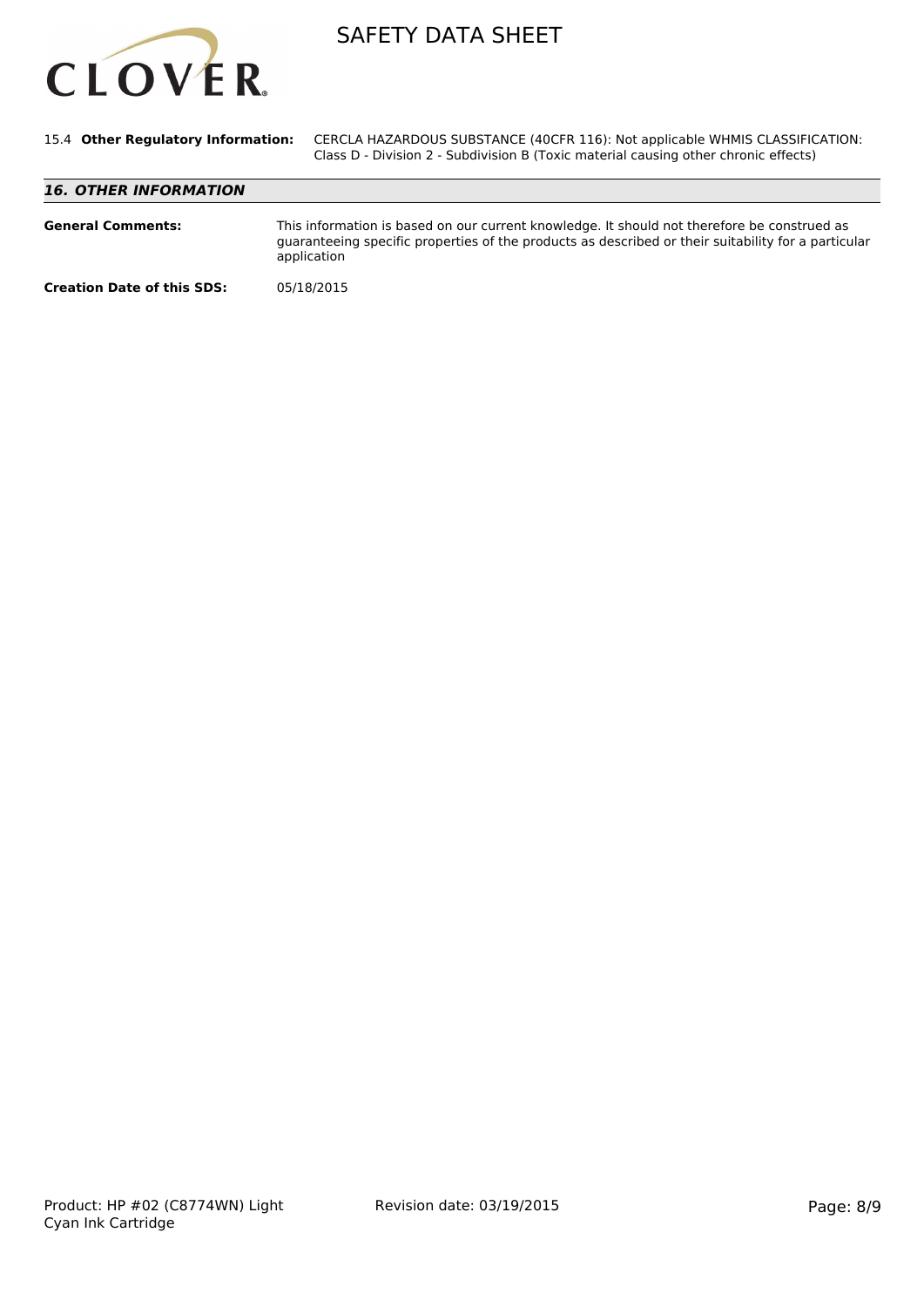15.4 **Other Regulatory Information:** CERCLA HAZARDOUS SUBSTANCE (40CFR 116): Not applicable WHMIS CLASSIFICATION: Class D - Division 2 - Subdivision B (Toxic material causing other chronic effects)

## *16. OTHER INFORMATION*

**General Comments:** This information is based on our current knowledge. It should not therefore be construed as guaranteeing specific properties of the products as described or their suitability for a particular application

**Creation Date of this SDS:** 05/18/2015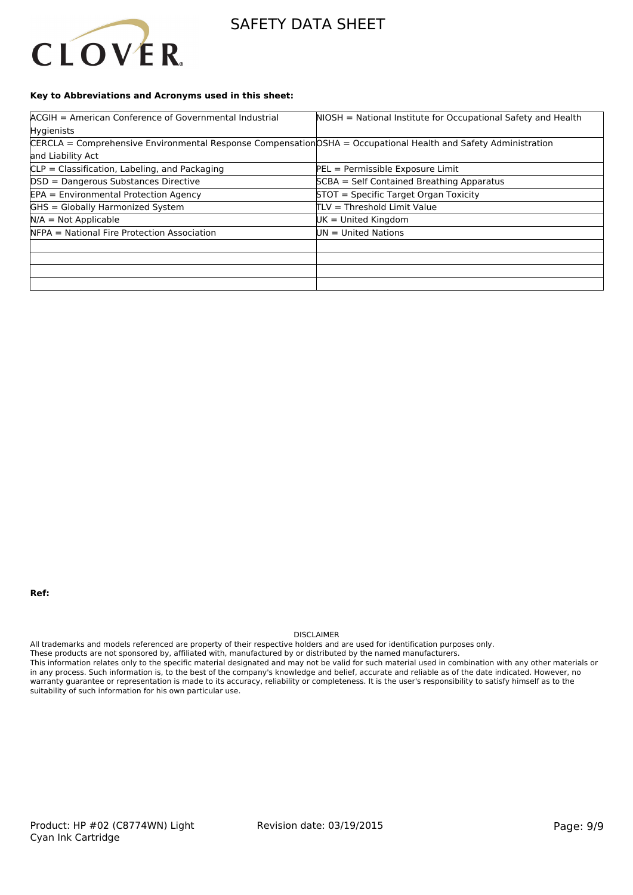**Key to Abbreviations and Acronyms used in this sheet:**

| | |
|---|---|
| ACGIH = American Conference of Governmental Industrial Hygienists | NIOSH = National Institute for Occupational Safety and Health |
| CERCLA = Comprehensive Environmental Response Compensation and Liability Act | OSHA = Occupational Health and Safety Administration |
| CLP = Classification, Labeling, and Packaging | PEL = Permissible Exposure Limit |
| DSD = Dangerous Substances Directive | SCBA = Self Contained Breathing Apparatus |
| EPA = Environmental Protection Agency | STOT = Specific Target Organ Toxicity |
| GHS = Globally Harmonized System | TLV = Threshold Limit Value |
| N/A = Not Applicable | UK = United Kingdom |
| NFPA = National Fire Protection Association | UN = United Nations |
| | |
| | |
| | |
| | |

**Ref:**

DISCLAIMER

All trademarks and models referenced are property of their respective holders and are used for identification purposes only.
These products are not sponsored by, affiliated with, manufactured by or distributed by the named manufacturers.
This information relates only to the specific material designated and may not be valid for such material used in combination with any other materials or in any process. Such information is, to the best of the company's knowledge and belief, accurate and reliable as of the date indicated. However, no warranty guarantee or representation is made to its accuracy, reliability or completeness. It is the user's responsibility to satisfy himself as to the suitability of such information for his own particular use.